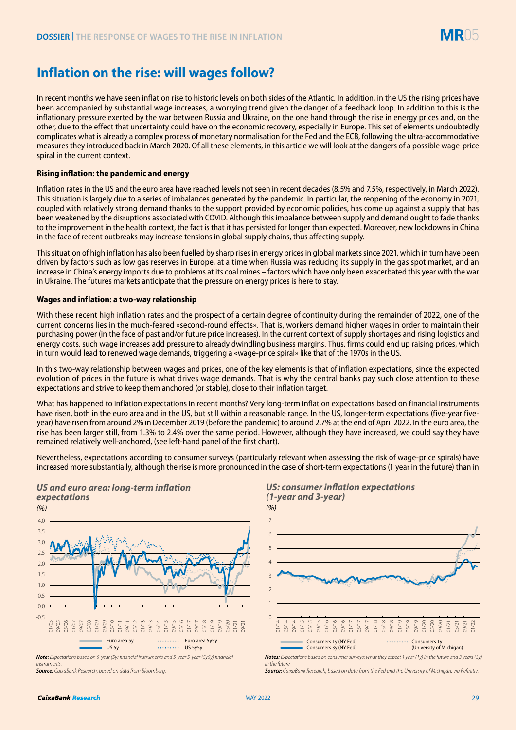# Inflation on the rise: will wages follow?

In recent months we have seen inflation rise to historic levels on both sides of the Atlantic. In addition, in the US the rising prices have been accompanied by substantial wage increases, a worrying trend given the danger of a feedback loop. In addition to this is the inflationary pressure exerted by the war between Russia and Ukraine, on the one hand through the rise in energy prices and, on the other, due to the effect that uncertainty could have on the economic recovery, especially in Europe. This set of elements undoubtedly complicates what is already a complex process of monetary normalisation for the Fed and the ECB, following the ultra-accommodative measures they introduced back in March 2020. Of all these elements, in this article we will look at the dangers of a possible wage-price spiral in the current context.

**Rising inflation: the pandemic and energy**

Inflation rates in the US and the euro area have reached levels not seen in recent decades (8.5% and 7.5%, respectively, in March 2022). This situation is largely due to a series of imbalances generated by the pandemic. In particular, the reopening of the economy in 2021, coupled with relatively strong demand thanks to the support provided by economic policies, has come up against a supply that has been weakened by the disruptions associated with COVID. Although this imbalance between supply and demand ought to fade thanks to the improvement in the health context, the fact is that it has persisted for longer than expected. Moreover, new lockdowns in China in the face of recent outbreaks may increase tensions in global supply chains, thus affecting supply.

This situation of high inflation has also been fuelled by sharp rises in energy prices in global markets since 2021, which in turn have been driven by factors such as low gas reserves in Europe, at a time when Russia was reducing its supply in the gas spot market, and an increase in China's energy imports due to problems at its coal mines – factors which have only been exacerbated this year with the war in Ukraine. The futures markets anticipate that the pressure on energy prices is here to stay.

**Wages and inflation: a two-way relationship**

With these recent high inflation rates and the prospect of a certain degree of continuity during the remainder of 2022, one of the current concerns lies in the much-feared «second-round effects». That is, workers demand higher wages in order to maintain their purchasing power (in the face of past and/or future price increases). In the current context of supply shortages and rising logistics and energy costs, such wage increases add pressure to already dwindling business margins. Thus, firms could end up raising prices, which in turn would lead to renewed wage demands, triggering a «wage-price spiral» like that of the 1970s in the US.

In this two-way relationship between wages and prices, one of the key elements is that of inflation expectations, since the expected evolution of prices in the future is what drives wage demands. That is why the central banks pay such close attention to these expectations and strive to keep them anchored (or stable), close to their inflation target.

What has happened to inflation expectations in recent months? Very long-term inflation expectations based on financial instruments have risen, both in the euro area and in the US, but still within a reasonable range. In the US, longer-term expectations (five-year five-year) have risen from around 2% in December 2019 (before the pandemic) to around 2.7% at the end of April 2022. In the euro area, the rise has been larger still, from 1.3% to 2.4% over the same period. However, although they have increased, we could say they have remained relatively well-anchored, (see left-hand panel of the first chart).

Nevertheless, expectations according to consumer surveys (particularly relevant when assessing the risk of wage-price spirals) have increased more substantially, although the rise is more pronounced in the case of short-term expectations (1 year in the future) than in

***US and euro area: long-term inflation expectations***

*(%)*

Legend: Euro area 5y; Euro area 5y5y; US 5y; US 5y5y

*Note: Expectations based on 5-year (5y) financial instruments and 5-year 5-year (5y5y) financial instruments.*

*Source: CaixaBank Research, based on data from Bloomberg.*

***US: consumer inflation expectations (1-year and 3-year)***

*(%)*

Legend: Consumers 1y (NY Fed); Consumers 3y (NY Fed); Consumers 1y (University of Michigan)

*Notes: Expectations based on consumer surveys: what they expect 1 year (1y) in the future and 3 years (3y) in the future.*

*Source: CaixaBank Research, based on data from the Fed and the University of Michigan, via Refinitiv.*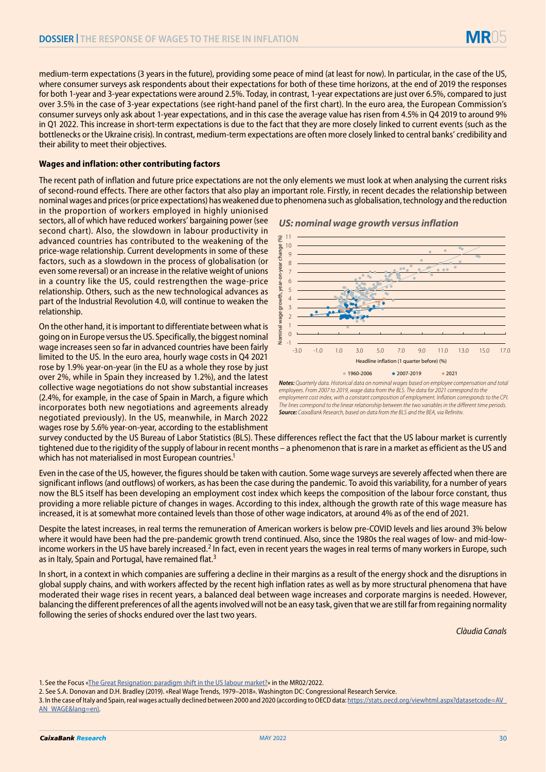medium-term expectations (3 years in the future), providing some peace of mind (at least for now). In particular, in the case of the US, where consumer surveys ask respondents about their expectations for both of these time horizons, at the end of 2019 the responses for both 1-year and 3-year expectations were around 2.5%. Today, in contrast, 1-year expectations are just over 6.5%, compared to just over 3.5% in the case of 3-year expectations (see right-hand panel of the first chart). In the euro area, the European Commission's consumer surveys only ask about 1-year expectations, and in this case the average value has risen from 4.5% in Q4 2019 to around 9% in Q1 2022. This increase in short-term expectations is due to the fact that they are more closely linked to current events (such as the bottlenecks or the Ukraine crisis). In contrast, medium-term expectations are often more closely linked to central banks' credibility and their ability to meet their objectives.

**Wages and inflation: other contributing factors**

The recent path of inflation and future price expectations are not the only elements we must look at when analysing the current risks of second-round effects. There are other factors that also play an important role. Firstly, in recent decades the relationship between nominal wages and prices (or price expectations) has weakened due to phenomena such as globalisation, technology and the reduction in the proportion of workers employed in highly unionised sectors, all of which have reduced workers' bargaining power (see second chart). Also, the slowdown in labour productivity in advanced countries has contributed to the weakening of the price-wage relationship. Current developments in some of these factors, such as a slowdown in the process of globalisation (or even some reversal) or an increase in the relative weight of unions in a country like the US, could restrengthen the wage-price relationship. Others, such as the new technological advances as part of the Industrial Revolution 4.0, will continue to weaken the relationship.

On the other hand, it is important to differentiate between what is going on in Europe versus the US. Specifically, the biggest nominal wage increases seen so far in advanced countries have been fairly limited to the US. In the euro area, hourly wage costs in Q4 2021 rose by 1.9% year-on-year (in the EU as a whole they rose by just over 2%, while in Spain they increased by 1.2%), and the latest collective wage negotiations do not show substantial increases (2.4%, for example, in the case of Spain in March, a figure which incorporates both new negotiations and agreements already negotiated previously). In the US, meanwhile, in March 2022 wages rose by 5.6% year-on-year, according to the establishment survey conducted by the US Bureau of Labor Statistics (BLS). These differences reflect the fact that the US labour market is currently tightened due to the rigidity of the supply of labour in recent months – a phenomenon that is rare in a market as efficient as the US and which has not materialised in most European countries.[1]

***US: nominal wage growth versus inflation***

Nominal wage growth, year-on-year change (%)
11
10
9
8
7
6
5
4
3
2
1
0
-1
-3.0 -1.0 1.0 3.0 5.0 7.0 9.0 11.0 13.0 15.0 17.0
Headline inflation (1 quarter before) (%)
1960-2006
2007-2019
2021

***Notes:*** *Quarterly data. Historical data on nominal wages based on employee compensation and total employees. From 2007 to 2019, wage data from the BLS. The data for 2021 correspond to the employment cost index, with a constant composition of employment. Inflation corresponds to the CPI. The lines correspond to the linear relationship between the two variables in the different time periods.*
***Source:*** *CaixaBank Research, based on data from the BLS and the BEA, via Refinitiv.*

Even in the case of the US, however, the figures should be taken with caution. Some wage surveys are severely affected when there are significant inflows (and outflows) of workers, as has been the case during the pandemic. To avoid this variability, for a number of years now the BLS itself has been developing an employment cost index which keeps the composition of the labour force constant, thus providing a more reliable picture of changes in wages. According to this index, although the growth rate of this wage measure has increased, it is at somewhat more contained levels than those of other wage indicators, at around 4% as of the end of 2021.

Despite the latest increases, in real terms the remuneration of American workers is below pre-COVID levels and lies around 3% below where it would have been had the pre-pandemic growth trend continued. Also, since the 1980s the real wages of low- and mid-low-income workers in the US have barely increased.[2] In fact, even in recent years the wages in real terms of many workers in Europe, such as in Italy, Spain and Portugal, have remained flat.[3]

In short, in a context in which companies are suffering a decline in their margins as a result of the energy shock and the disruptions in global supply chains, and with workers affected by the recent high inflation rates as well as by more structural phenomena that have moderated their wage rises in recent years, a balanced deal between wage increases and corporate margins is needed. However, balancing the different preferences of all the agents involved will not be an easy task, given that we are still far from regaining normality following the series of shocks endured over the last two years.

*Clàudia Canals*

1. See the Focus «The Great Resignation: paradigm shift in the US labour market?» in the MR02/2022.
2. See S.A. Donovan and D.H. Bradley (2019). «Real Wage Trends, 1979–2018». Washington DC: Congressional Research Service.
3. In the case of Italy and Spain, real wages actually declined between 2000 and 2020 (according to OECD data: https://stats.oecd.org/viewhtml.aspx?datasetcode=AV_AN_WAGE&lang=en).